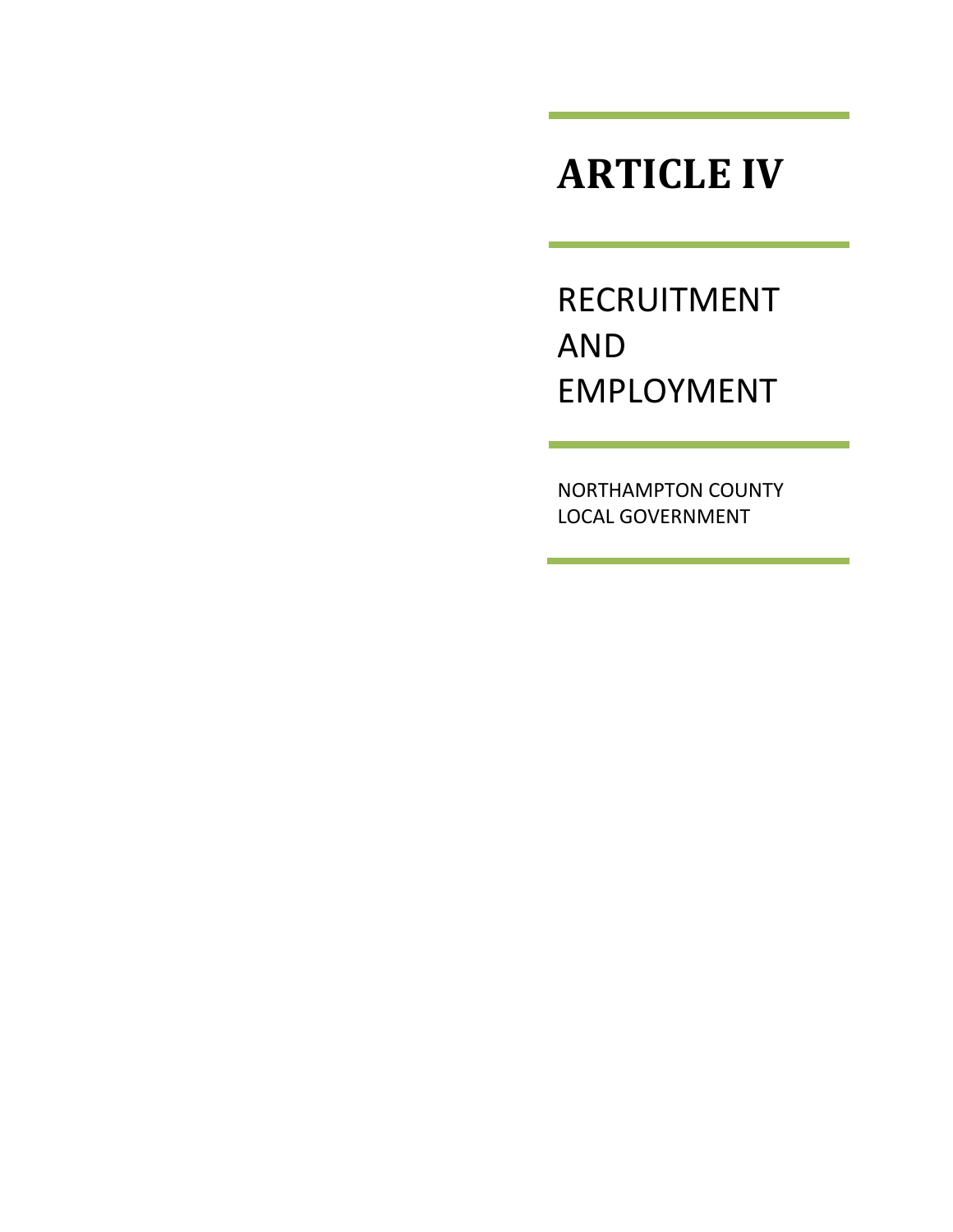# ARTICLE IV

## RECRUITMENT AND EMPLOYMENT

NORTHAMPTON COUNTY LOCAL GOVERNMENT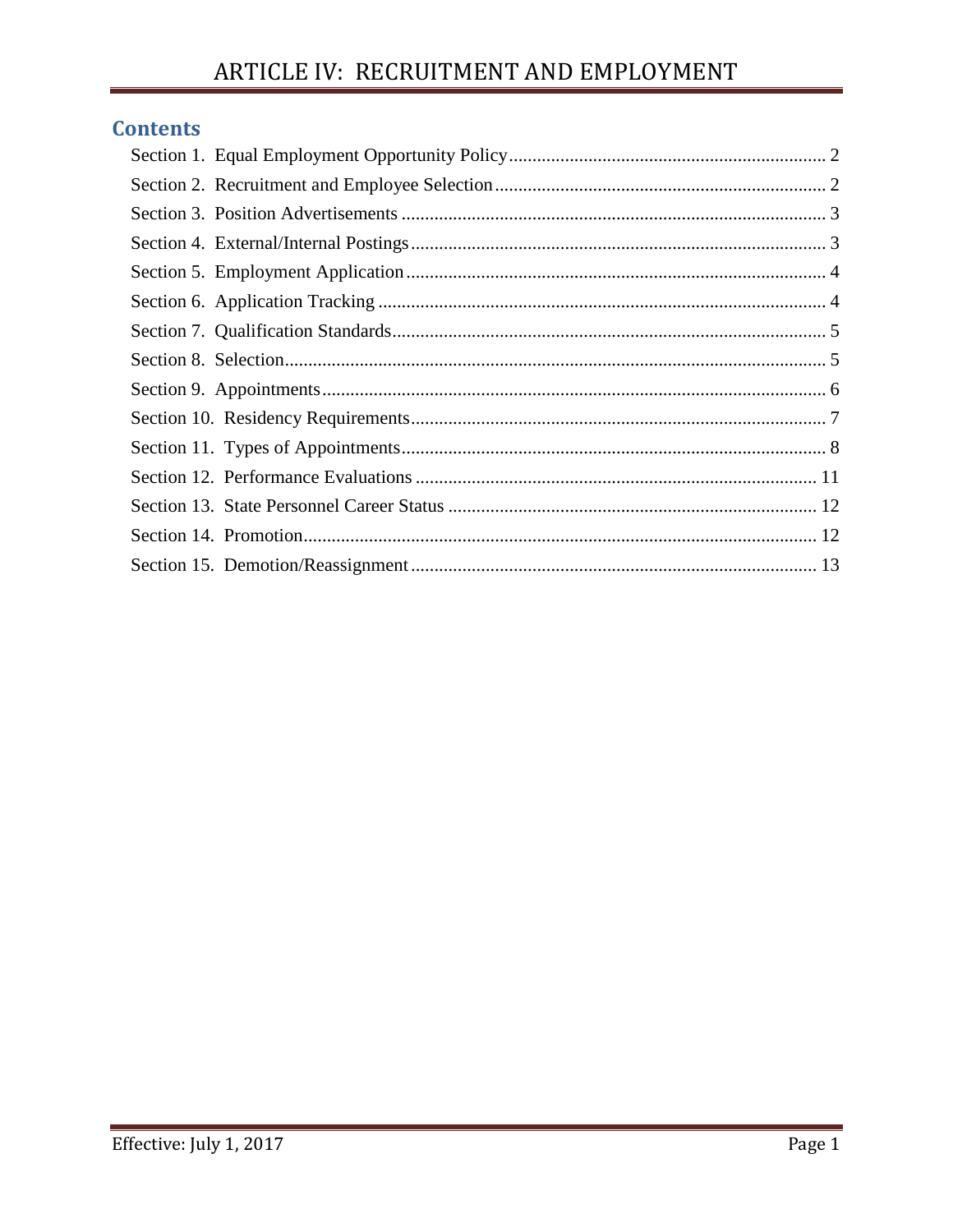# ARTICLE IV: RECRUITMENT AND EMPLOYMENT

## Contents

- Section 1. Equal Employment Opportunity Policy .......... 2
- Section 2. Recruitment and Employee Selection .......... 2
- Section 3. Position Advertisements .......... 3
- Section 4. External/Internal Postings .......... 3
- Section 5. Employment Application .......... 4
- Section 6. Application Tracking .......... 4
- Section 7. Qualification Standards .......... 5
- Section 8. Selection .......... 5
- Section 9. Appointments .......... 6
- Section 10. Residency Requirements .......... 7
- Section 11. Types of Appointments .......... 8
- Section 12. Performance Evaluations .......... 11
- Section 13. State Personnel Career Status .......... 12
- Section 14. Promotion .......... 12
- Section 15. Demotion/Reassignment .......... 13

Effective: July 1, 2017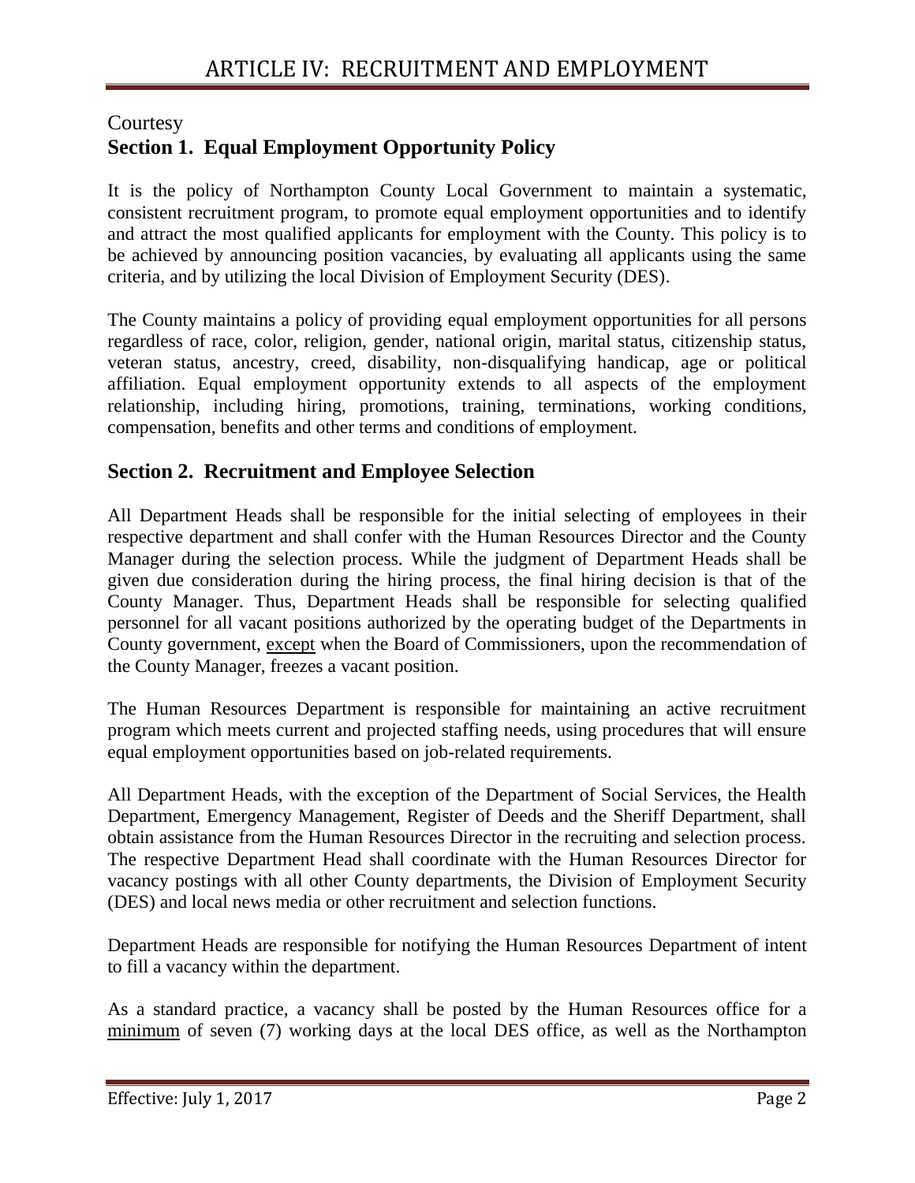# ARTICLE IV: RECRUITMENT AND EMPLOYMENT

Courtesy

## Section 1. Equal Employment Opportunity Policy

It is the policy of Northampton County Local Government to maintain a systematic, consistent recruitment program, to promote equal employment opportunities and to identify and attract the most qualified applicants for employment with the County. This policy is to be achieved by announcing position vacancies, by evaluating all applicants using the same criteria, and by utilizing the local Division of Employment Security (DES).

The County maintains a policy of providing equal employment opportunities for all persons regardless of race, color, religion, gender, national origin, marital status, citizenship status, veteran status, ancestry, creed, disability, non-disqualifying handicap, age or political affiliation. Equal employment opportunity extends to all aspects of the employment relationship, including hiring, promotions, training, terminations, working conditions, compensation, benefits and other terms and conditions of employment.

## Section 2. Recruitment and Employee Selection

All Department Heads shall be responsible for the initial selecting of employees in their respective department and shall confer with the Human Resources Director and the County Manager during the selection process. While the judgment of Department Heads shall be given due consideration during the hiring process, the final hiring decision is that of the County Manager. Thus, Department Heads shall be responsible for selecting qualified personnel for all vacant positions authorized by the operating budget of the Departments in County government, except when the Board of Commissioners, upon the recommendation of the County Manager, freezes a vacant position.

The Human Resources Department is responsible for maintaining an active recruitment program which meets current and projected staffing needs, using procedures that will ensure equal employment opportunities based on job-related requirements.

All Department Heads, with the exception of the Department of Social Services, the Health Department, Emergency Management, Register of Deeds and the Sheriff Department, shall obtain assistance from the Human Resources Director in the recruiting and selection process. The respective Department Head shall coordinate with the Human Resources Director for vacancy postings with all other County departments, the Division of Employment Security (DES) and local news media or other recruitment and selection functions.

Department Heads are responsible for notifying the Human Resources Department of intent to fill a vacancy within the department.

As a standard practice, a vacancy shall be posted by the Human Resources office for a minimum of seven (7) working days at the local DES office, as well as the Northampton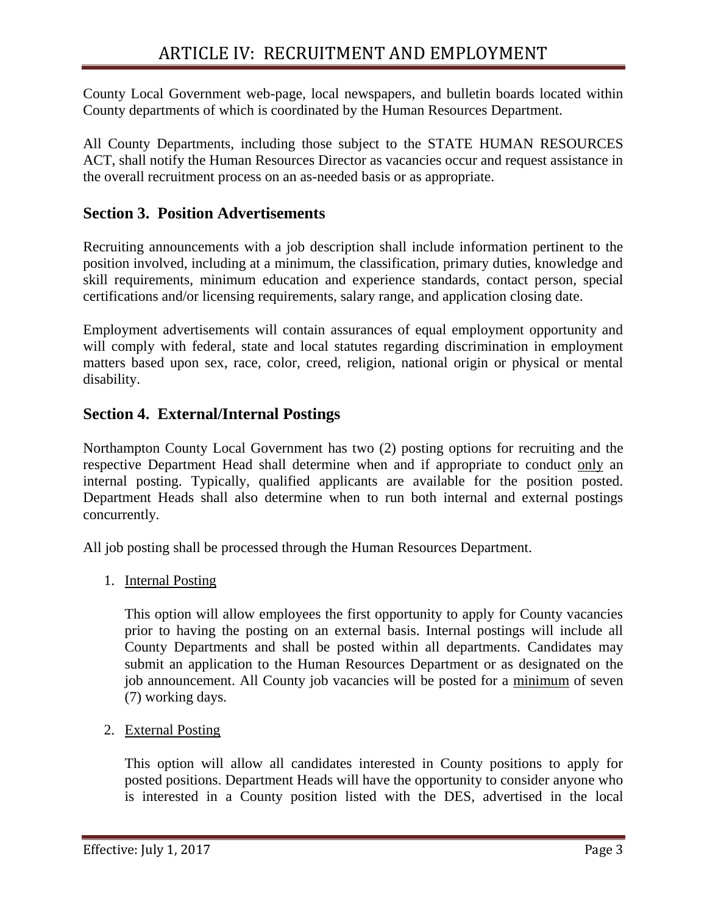County Local Government web-page, local newspapers, and bulletin boards located within County departments of which is coordinated by the Human Resources Department.

All County Departments, including those subject to the STATE HUMAN RESOURCES ACT, shall notify the Human Resources Director as vacancies occur and request assistance in the overall recruitment process on an as-needed basis or as appropriate.

## Section 3. Position Advertisements

Recruiting announcements with a job description shall include information pertinent to the position involved, including at a minimum, the classification, primary duties, knowledge and skill requirements, minimum education and experience standards, contact person, special certifications and/or licensing requirements, salary range, and application closing date.

Employment advertisements will contain assurances of equal employment opportunity and will comply with federal, state and local statutes regarding discrimination in employment matters based upon sex, race, color, creed, religion, national origin or physical or mental disability.

## Section 4. External/Internal Postings

Northampton County Local Government has two (2) posting options for recruiting and the respective Department Head shall determine when and if appropriate to conduct only an internal posting. Typically, qualified applicants are available for the position posted. Department Heads shall also determine when to run both internal and external postings concurrently.

All job posting shall be processed through the Human Resources Department.

1. Internal Posting

   This option will allow employees the first opportunity to apply for County vacancies prior to having the posting on an external basis. Internal postings will include all County Departments and shall be posted within all departments. Candidates may submit an application to the Human Resources Department or as designated on the job announcement. All County job vacancies will be posted for a minimum of seven (7) working days.

2. External Posting

   This option will allow all candidates interested in County positions to apply for posted positions. Department Heads will have the opportunity to consider anyone who is interested in a County position listed with the DES, advertised in the local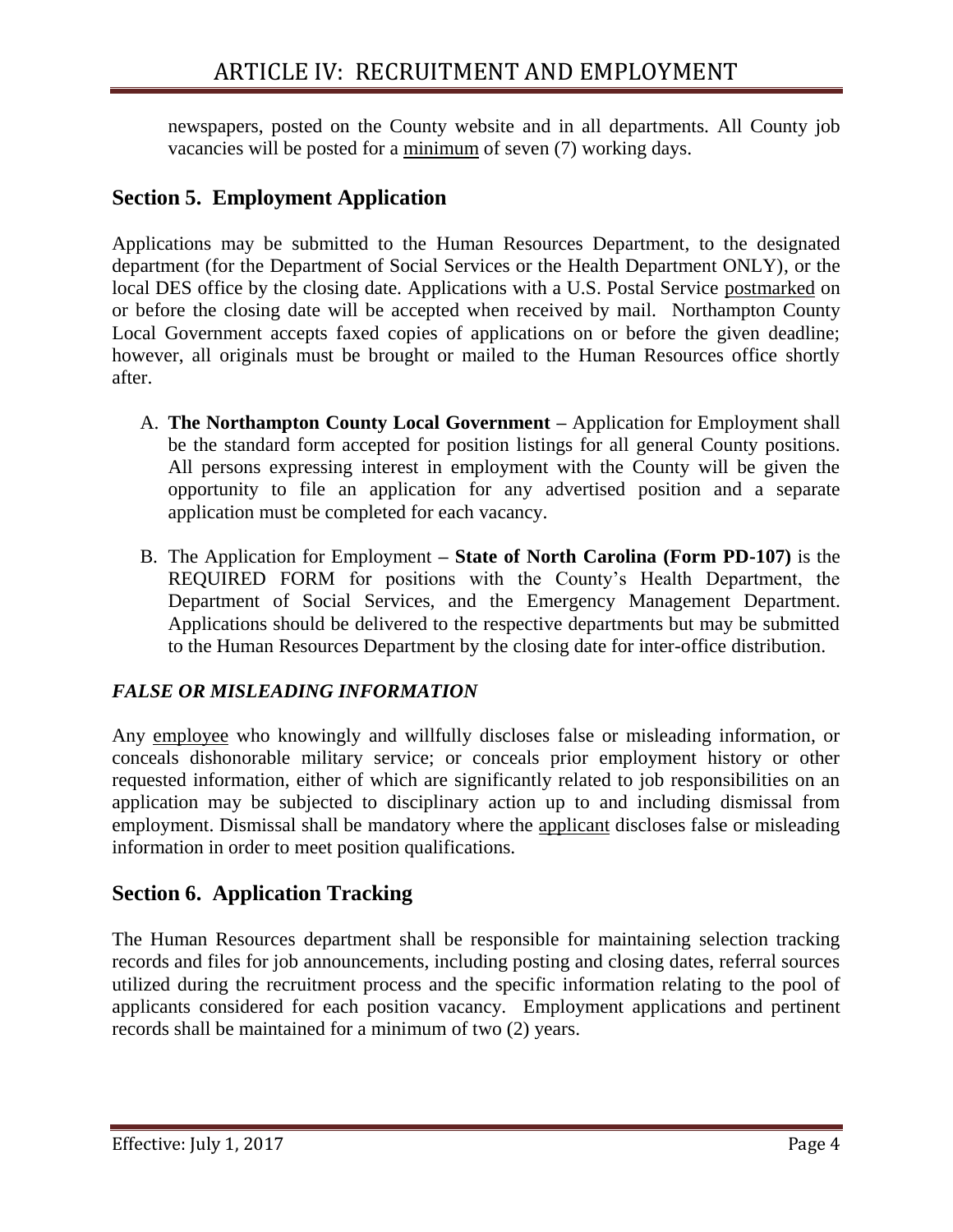newspapers, posted on the County website and in all departments. All County job vacancies will be posted for a <u>minimum</u> of seven (7) working days.

## Section 5. Employment Application

Applications may be submitted to the Human Resources Department, to the designated department (for the Department of Social Services or the Health Department ONLY), or the local DES office by the closing date. Applications with a U.S. Postal Service <u>postmarked</u> on or before the closing date will be accepted when received by mail. Northampton County Local Government accepts faxed copies of applications on or before the given deadline; however, all originals must be brought or mailed to the Human Resources office shortly after.

A. **The Northampton County Local Government –** Application for Employment shall be the standard form accepted for position listings for all general County positions. All persons expressing interest in employment with the County will be given the opportunity to file an application for any advertised position and a separate application must be completed for each vacancy.

B. The Application for Employment **– State of North Carolina (Form PD-107)** is the REQUIRED FORM for positions with the County's Health Department, the Department of Social Services, and the Emergency Management Department. Applications should be delivered to the respective departments but may be submitted to the Human Resources Department by the closing date for inter-office distribution.

### *FALSE OR MISLEADING INFORMATION*

Any <u>employee</u> who knowingly and willfully discloses false or misleading information, or conceals dishonorable military service; or conceals prior employment history or other requested information, either of which are significantly related to job responsibilities on an application may be subjected to disciplinary action up to and including dismissal from employment. Dismissal shall be mandatory where the <u>applicant</u> discloses false or misleading information in order to meet position qualifications.

## Section 6. Application Tracking

The Human Resources department shall be responsible for maintaining selection tracking records and files for job announcements, including posting and closing dates, referral sources utilized during the recruitment process and the specific information relating to the pool of applicants considered for each position vacancy. Employment applications and pertinent records shall be maintained for a minimum of two (2) years.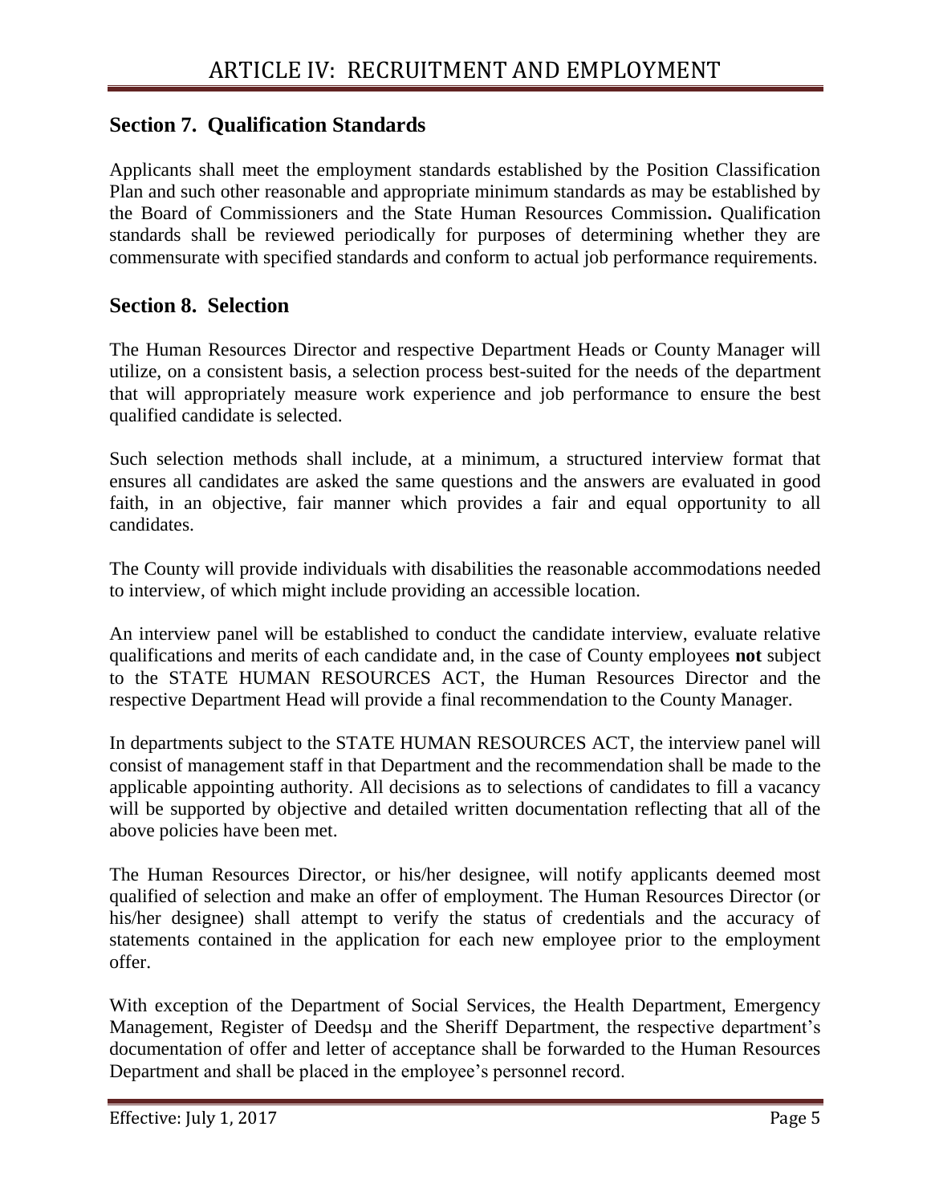## Section 7. Qualification Standards

Applicants shall meet the employment standards established by the Position Classification Plan and such other reasonable and appropriate minimum standards as may be established by the Board of Commissioners and the State Human Resources Commission**.** Qualification standards shall be reviewed periodically for purposes of determining whether they are commensurate with specified standards and conform to actual job performance requirements.

## Section 8. Selection

The Human Resources Director and respective Department Heads or County Manager will utilize, on a consistent basis, a selection process best-suited for the needs of the department that will appropriately measure work experience and job performance to ensure the best qualified candidate is selected.

Such selection methods shall include, at a minimum, a structured interview format that ensures all candidates are asked the same questions and the answers are evaluated in good faith, in an objective, fair manner which provides a fair and equal opportunity to all candidates.

The County will provide individuals with disabilities the reasonable accommodations needed to interview, of which might include providing an accessible location.

An interview panel will be established to conduct the candidate interview, evaluate relative qualifications and merits of each candidate and, in the case of County employees **not** subject to the STATE HUMAN RESOURCES ACT, the Human Resources Director and the respective Department Head will provide a final recommendation to the County Manager.

In departments subject to the STATE HUMAN RESOURCES ACT, the interview panel will consist of management staff in that Department and the recommendation shall be made to the applicable appointing authority. All decisions as to selections of candidates to fill a vacancy will be supported by objective and detailed written documentation reflecting that all of the above policies have been met.

The Human Resources Director, or his/her designee, will notify applicants deemed most qualified of selection and make an offer of employment. The Human Resources Director (or his/her designee) shall attempt to verify the status of credentials and the accuracy of statements contained in the application for each new employee prior to the employment offer.

With exception of the Department of Social Services, the Health Department, Emergency Management, Register of Deedsµ and the Sheriff Department, the respective department's documentation of offer and letter of acceptance shall be forwarded to the Human Resources Department and shall be placed in the employee's personnel record.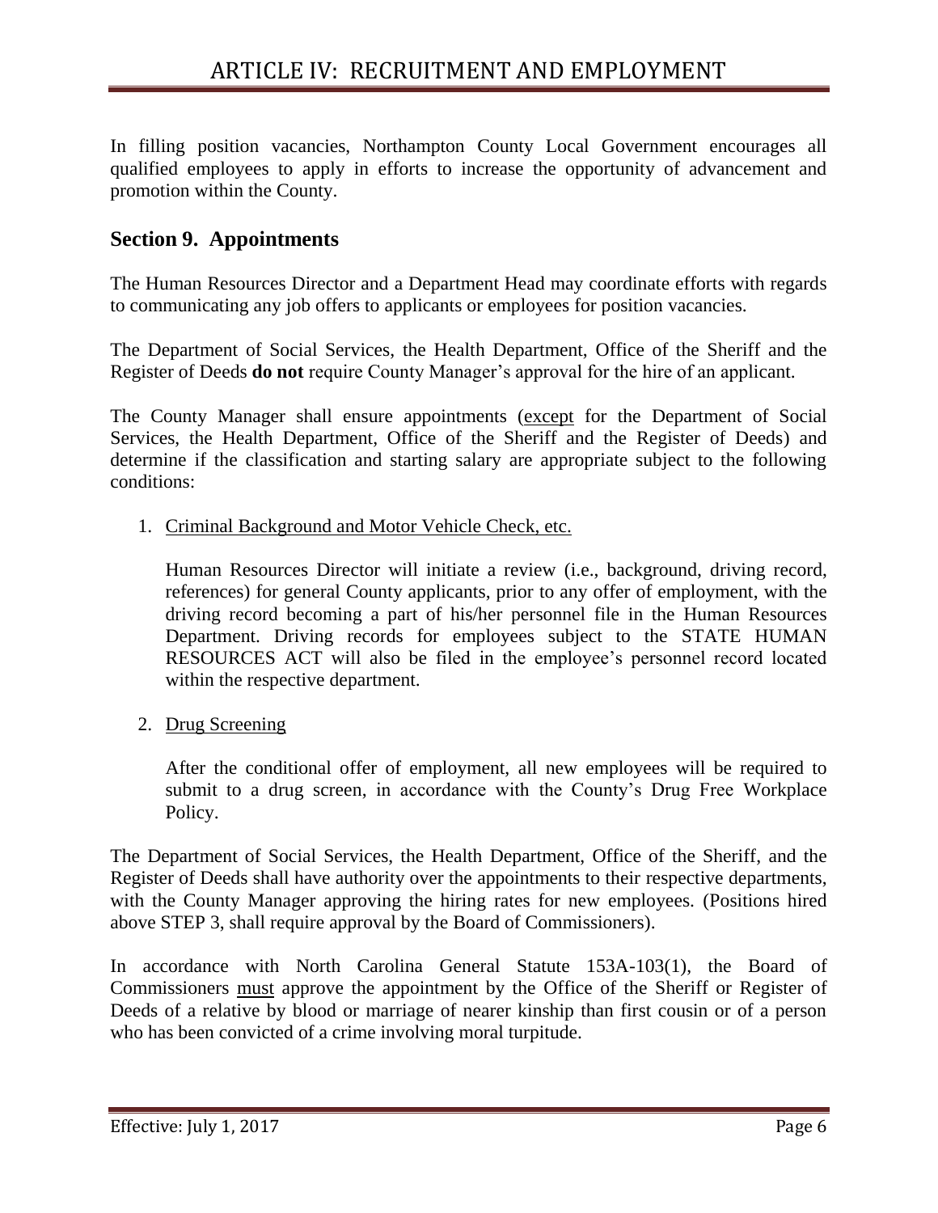In filling position vacancies, Northampton County Local Government encourages all qualified employees to apply in efforts to increase the opportunity of advancement and promotion within the County.

## Section 9. Appointments

The Human Resources Director and a Department Head may coordinate efforts with regards to communicating any job offers to applicants or employees for position vacancies.

The Department of Social Services, the Health Department, Office of the Sheriff and the Register of Deeds **do not** require County Manager's approval for the hire of an applicant.

The County Manager shall ensure appointments (except for the Department of Social Services, the Health Department, Office of the Sheriff and the Register of Deeds) and determine if the classification and starting salary are appropriate subject to the following conditions:

1. Criminal Background and Motor Vehicle Check, etc.

   Human Resources Director will initiate a review (i.e., background, driving record, references) for general County applicants, prior to any offer of employment, with the driving record becoming a part of his/her personnel file in the Human Resources Department. Driving records for employees subject to the STATE HUMAN RESOURCES ACT will also be filed in the employee's personnel record located within the respective department.

2. Drug Screening

   After the conditional offer of employment, all new employees will be required to submit to a drug screen, in accordance with the County's Drug Free Workplace Policy.

The Department of Social Services, the Health Department, Office of the Sheriff, and the Register of Deeds shall have authority over the appointments to their respective departments, with the County Manager approving the hiring rates for new employees. (Positions hired above STEP 3, shall require approval by the Board of Commissioners).

In accordance with North Carolina General Statute 153A-103(1), the Board of Commissioners must approve the appointment by the Office of the Sheriff or Register of Deeds of a relative by blood or marriage of nearer kinship than first cousin or of a person who has been convicted of a crime involving moral turpitude.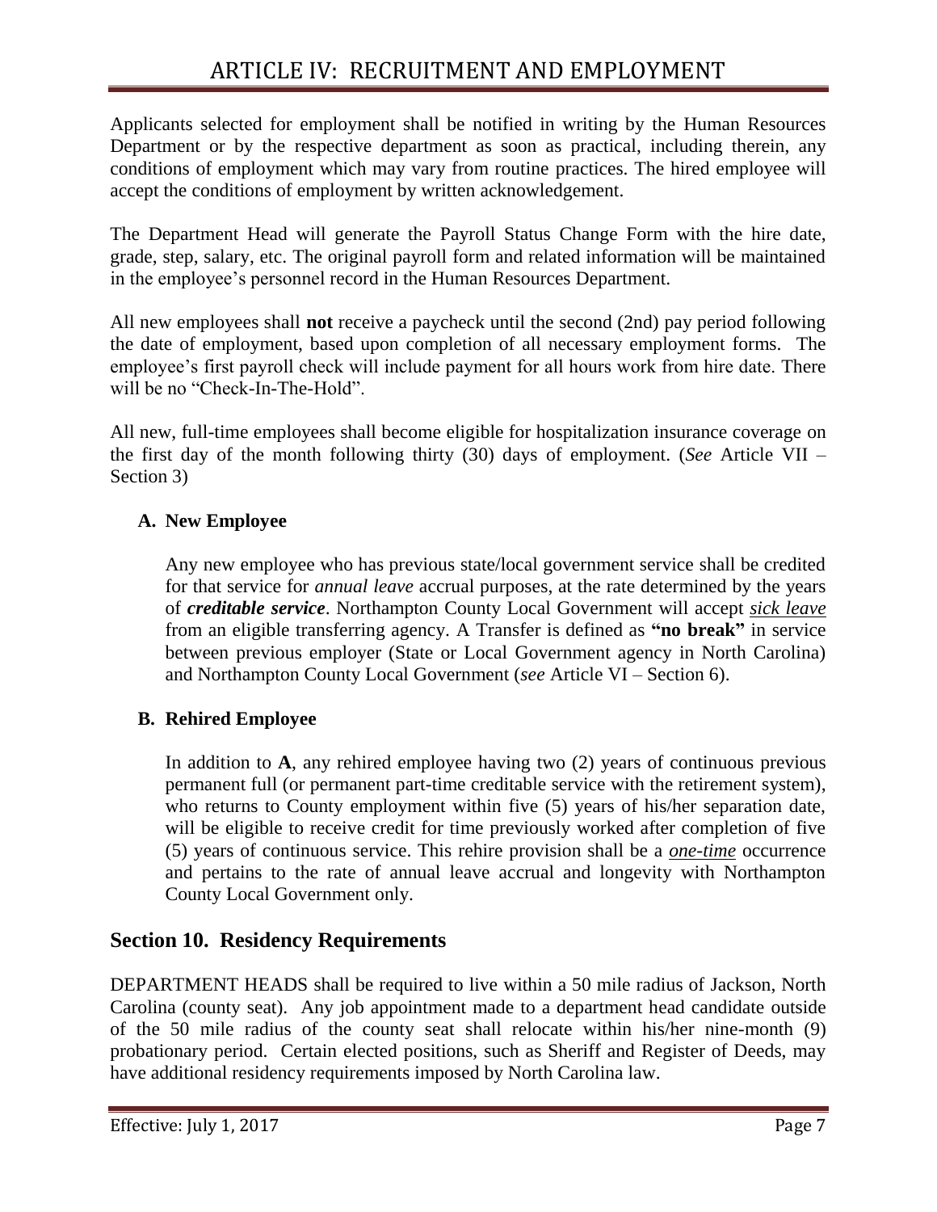Applicants selected for employment shall be notified in writing by the Human Resources Department or by the respective department as soon as practical, including therein, any conditions of employment which may vary from routine practices. The hired employee will accept the conditions of employment by written acknowledgement.

The Department Head will generate the Payroll Status Change Form with the hire date, grade, step, salary, etc. The original payroll form and related information will be maintained in the employee's personnel record in the Human Resources Department.

All new employees shall **not** receive a paycheck until the second (2nd) pay period following the date of employment, based upon completion of all necessary employment forms. The employee's first payroll check will include payment for all hours work from hire date. There will be no "Check-In-The-Hold".

All new, full-time employees shall become eligible for hospitalization insurance coverage on the first day of the month following thirty (30) days of employment. (*See* Article VII – Section 3)

**A. New Employee**

Any new employee who has previous state/local government service shall be credited for that service for *annual leave* accrual purposes, at the rate determined by the years of ***creditable service***. Northampton County Local Government will accept *sick leave* from an eligible transferring agency. A Transfer is defined as **"no break"** in service between previous employer (State or Local Government agency in North Carolina) and Northampton County Local Government (*see* Article VI – Section 6).

**B. Rehired Employee**

In addition to **A**, any rehired employee having two (2) years of continuous previous permanent full (or permanent part-time creditable service with the retirement system), who returns to County employment within five (5) years of his/her separation date, will be eligible to receive credit for time previously worked after completion of five (5) years of continuous service. This rehire provision shall be a *one-time* occurrence and pertains to the rate of annual leave accrual and longevity with Northampton County Local Government only.

## Section 10. Residency Requirements

DEPARTMENT HEADS shall be required to live within a 50 mile radius of Jackson, North Carolina (county seat). Any job appointment made to a department head candidate outside of the 50 mile radius of the county seat shall relocate within his/her nine-month (9) probationary period. Certain elected positions, such as Sheriff and Register of Deeds, may have additional residency requirements imposed by North Carolina law.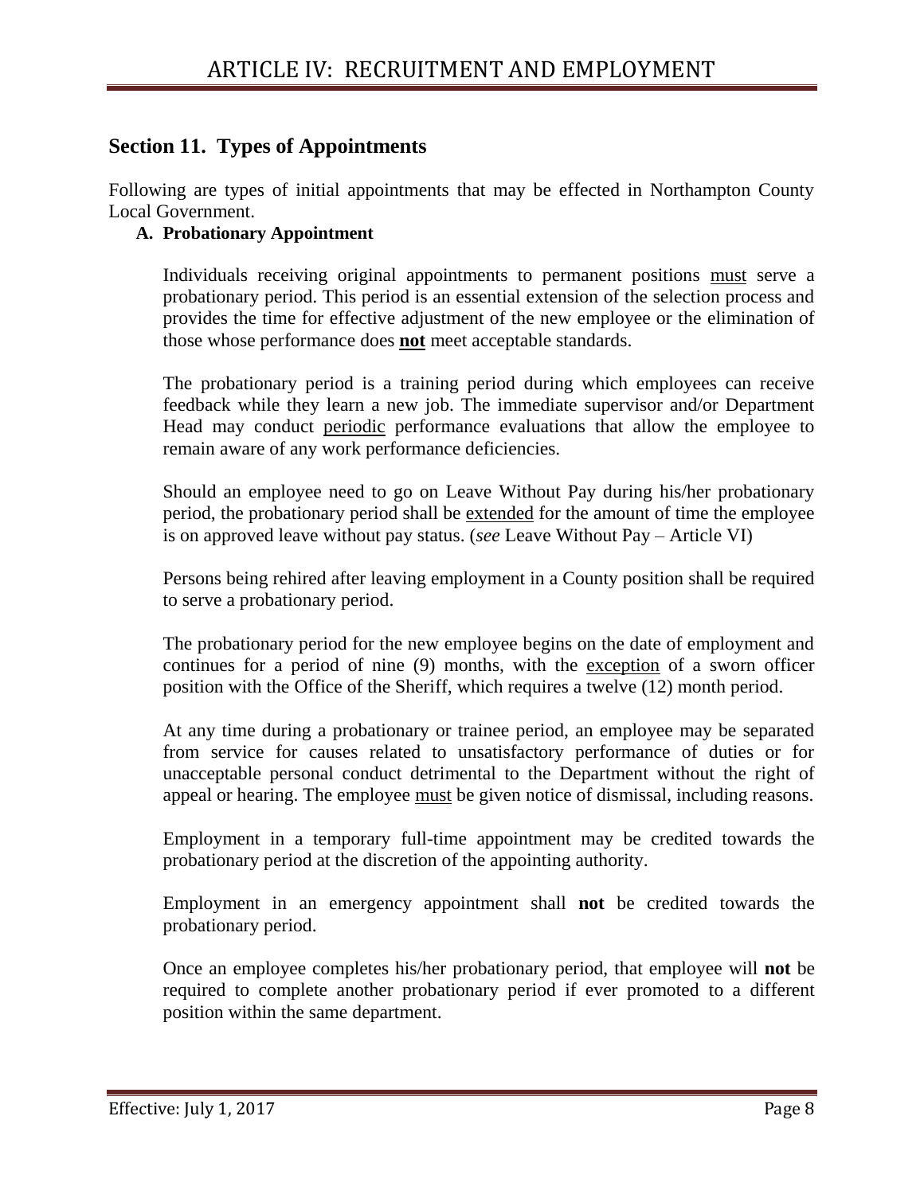# ARTICLE IV: RECRUITMENT AND EMPLOYMENT

## Section 11. Types of Appointments

Following are types of initial appointments that may be effected in Northampton County Local Government.

### A. Probationary Appointment

Individuals receiving original appointments to permanent positions <u>must</u> serve a probationary period. This period is an essential extension of the selection process and provides the time for effective adjustment of the new employee or the elimination of those whose performance does <u>**not**</u> meet acceptable standards.

The probationary period is a training period during which employees can receive feedback while they learn a new job. The immediate supervisor and/or Department Head may conduct <u>periodic</u> performance evaluations that allow the employee to remain aware of any work performance deficiencies.

Should an employee need to go on Leave Without Pay during his/her probationary period, the probationary period shall be <u>extended</u> for the amount of time the employee is on approved leave without pay status. (*see* Leave Without Pay – Article VI)

Persons being rehired after leaving employment in a County position shall be required to serve a probationary period.

The probationary period for the new employee begins on the date of employment and continues for a period of nine (9) months, with the <u>exception</u> of a sworn officer position with the Office of the Sheriff, which requires a twelve (12) month period.

At any time during a probationary or trainee period, an employee may be separated from service for causes related to unsatisfactory performance of duties or for unacceptable personal conduct detrimental to the Department without the right of appeal or hearing. The employee <u>must</u> be given notice of dismissal, including reasons.

Employment in a temporary full-time appointment may be credited towards the probationary period at the discretion of the appointing authority.

Employment in an emergency appointment shall **not** be credited towards the probationary period.

Once an employee completes his/her probationary period, that employee will **not** be required to complete another probationary period if ever promoted to a different position within the same department.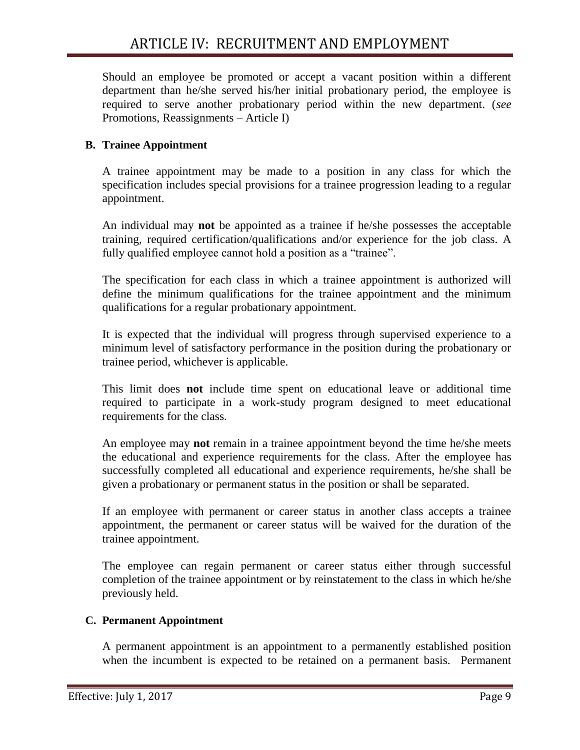Should an employee be promoted or accept a vacant position within a different department than he/she served his/her initial probationary period, the employee is required to serve another probationary period within the new department. (*see* Promotions, Reassignments – Article I)

### B. Trainee Appointment

A trainee appointment may be made to a position in any class for which the specification includes special provisions for a trainee progression leading to a regular appointment.

An individual may **not** be appointed as a trainee if he/she possesses the acceptable training, required certification/qualifications and/or experience for the job class. A fully qualified employee cannot hold a position as a "trainee".

The specification for each class in which a trainee appointment is authorized will define the minimum qualifications for the trainee appointment and the minimum qualifications for a regular probationary appointment.

It is expected that the individual will progress through supervised experience to a minimum level of satisfactory performance in the position during the probationary or trainee period, whichever is applicable.

This limit does **not** include time spent on educational leave or additional time required to participate in a work-study program designed to meet educational requirements for the class.

An employee may **not** remain in a trainee appointment beyond the time he/she meets the educational and experience requirements for the class. After the employee has successfully completed all educational and experience requirements, he/she shall be given a probationary or permanent status in the position or shall be separated.

If an employee with permanent or career status in another class accepts a trainee appointment, the permanent or career status will be waived for the duration of the trainee appointment.

The employee can regain permanent or career status either through successful completion of the trainee appointment or by reinstatement to the class in which he/she previously held.

### C. Permanent Appointment

A permanent appointment is an appointment to a permanently established position when the incumbent is expected to be retained on a permanent basis. Permanent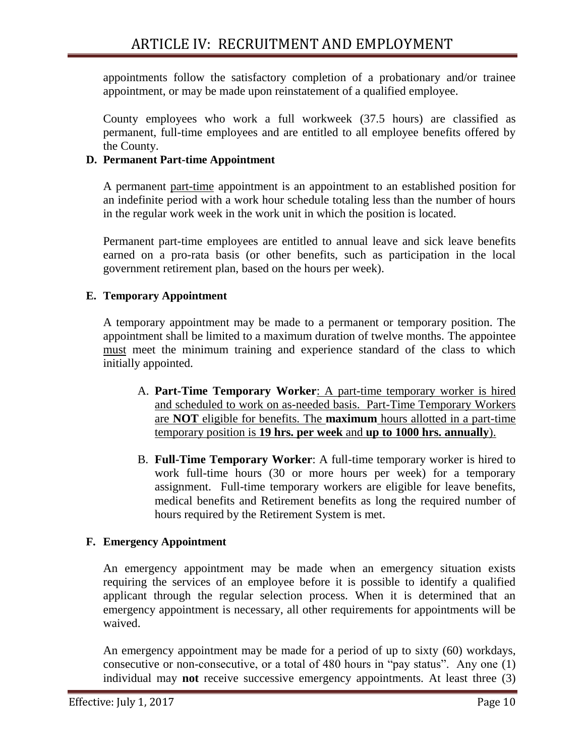appointments follow the satisfactory completion of a probationary and/or trainee appointment, or may be made upon reinstatement of a qualified employee.

County employees who work a full workweek (37.5 hours) are classified as permanent, full-time employees and are entitled to all employee benefits offered by the County.

**D. Permanent Part-time Appointment**

A permanent part-time appointment is an appointment to an established position for an indefinite period with a work hour schedule totaling less than the number of hours in the regular work week in the work unit in which the position is located.

Permanent part-time employees are entitled to annual leave and sick leave benefits earned on a pro-rata basis (or other benefits, such as participation in the local government retirement plan, based on the hours per week).

**E. Temporary Appointment**

A temporary appointment may be made to a permanent or temporary position. The appointment shall be limited to a maximum duration of twelve months. The appointee must meet the minimum training and experience standard of the class to which initially appointed.

A. **Part-Time Temporary Worker**: A part-time temporary worker is hired and scheduled to work on as-needed basis. Part-Time Temporary Workers are **NOT** eligible for benefits. The **maximum** hours allotted in a part-time temporary position is **19 hrs. per week** and **up to 1000 hrs. annually**).

B. **Full-Time Temporary Worker**: A full-time temporary worker is hired to work full-time hours (30 or more hours per week) for a temporary assignment. Full-time temporary workers are eligible for leave benefits, medical benefits and Retirement benefits as long the required number of hours required by the Retirement System is met.

**F. Emergency Appointment**

An emergency appointment may be made when an emergency situation exists requiring the services of an employee before it is possible to identify a qualified applicant through the regular selection process. When it is determined that an emergency appointment is necessary, all other requirements for appointments will be waived.

An emergency appointment may be made for a period of up to sixty (60) workdays, consecutive or non-consecutive, or a total of 480 hours in "pay status". Any one (1) individual may **not** receive successive emergency appointments. At least three (3)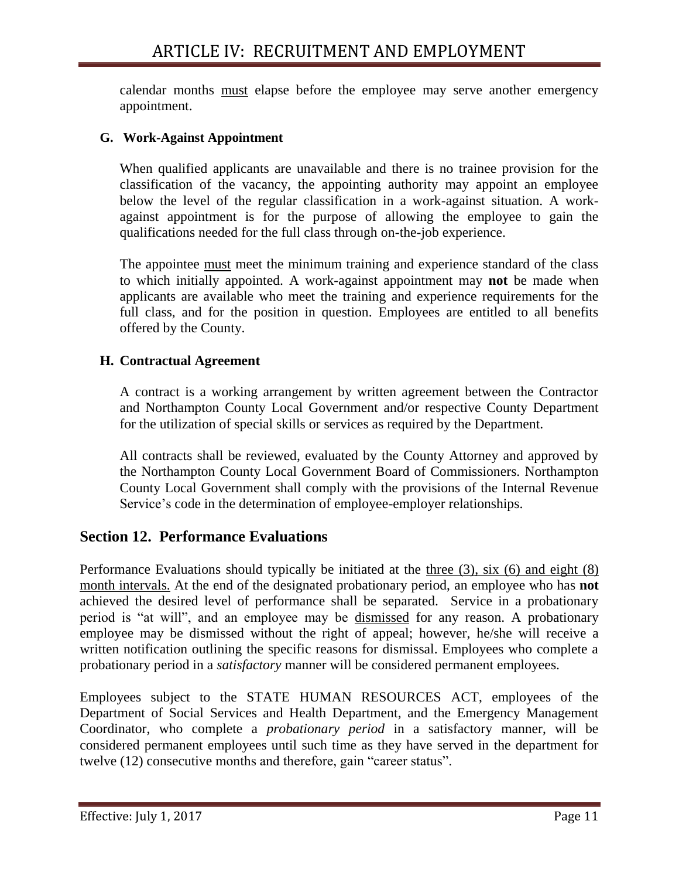calendar months <u>must</u> elapse before the employee may serve another emergency appointment.

### G. Work-Against Appointment

When qualified applicants are unavailable and there is no trainee provision for the classification of the vacancy, the appointing authority may appoint an employee below the level of the regular classification in a work-against situation. A work-against appointment is for the purpose of allowing the employee to gain the qualifications needed for the full class through on-the-job experience.

The appointee <u>must</u> meet the minimum training and experience standard of the class to which initially appointed. A work-against appointment may **not** be made when applicants are available who meet the training and experience requirements for the full class, and for the position in question. Employees are entitled to all benefits offered by the County.

### H. Contractual Agreement

A contract is a working arrangement by written agreement between the Contractor and Northampton County Local Government and/or respective County Department for the utilization of special skills or services as required by the Department.

All contracts shall be reviewed, evaluated by the County Attorney and approved by the Northampton County Local Government Board of Commissioners. Northampton County Local Government shall comply with the provisions of the Internal Revenue Service's code in the determination of employee-employer relationships.

## Section 12. Performance Evaluations

Performance Evaluations should typically be initiated at the <u>three (3), six (6) and eight (8) month intervals.</u> At the end of the designated probationary period, an employee who has **not** achieved the desired level of performance shall be separated. Service in a probationary period is "at will", and an employee may be <u>dismissed</u> for any reason. A probationary employee may be dismissed without the right of appeal; however, he/she will receive a written notification outlining the specific reasons for dismissal. Employees who complete a probationary period in a *satisfactory* manner will be considered permanent employees.

Employees subject to the STATE HUMAN RESOURCES ACT, employees of the Department of Social Services and Health Department, and the Emergency Management Coordinator, who complete a *probationary period* in a satisfactory manner, will be considered permanent employees until such time as they have served in the department for twelve (12) consecutive months and therefore, gain "career status".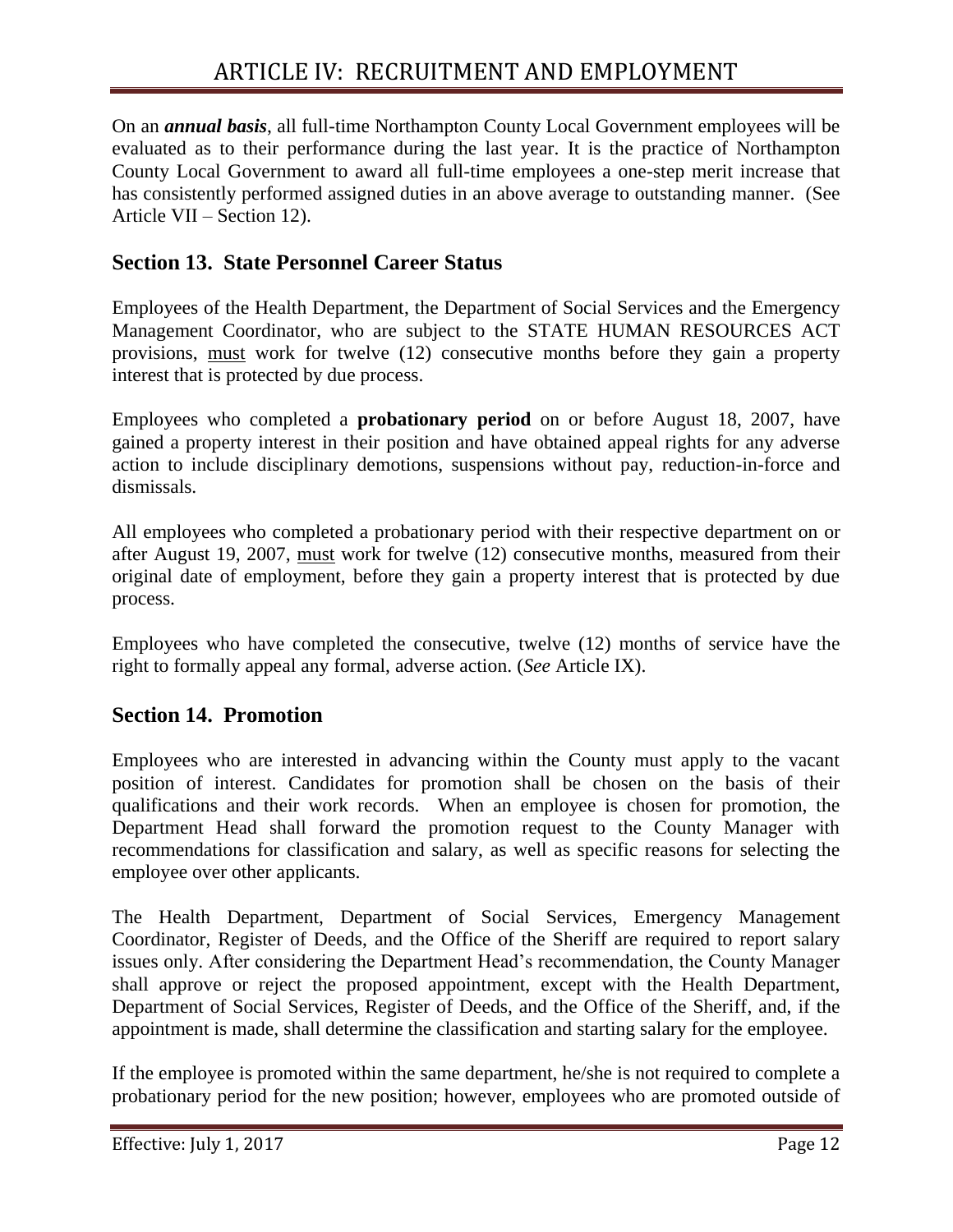On an ***annual basis***, all full-time Northampton County Local Government employees will be evaluated as to their performance during the last year. It is the practice of Northampton County Local Government to award all full-time employees a one-step merit increase that has consistently performed assigned duties in an above average to outstanding manner. (See Article VII – Section 12).

## Section 13. State Personnel Career Status

Employees of the Health Department, the Department of Social Services and the Emergency Management Coordinator, who are subject to the STATE HUMAN RESOURCES ACT provisions, must work for twelve (12) consecutive months before they gain a property interest that is protected by due process.

Employees who completed a **probationary period** on or before August 18, 2007, have gained a property interest in their position and have obtained appeal rights for any adverse action to include disciplinary demotions, suspensions without pay, reduction-in-force and dismissals.

All employees who completed a probationary period with their respective department on or after August 19, 2007, must work for twelve (12) consecutive months, measured from their original date of employment, before they gain a property interest that is protected by due process.

Employees who have completed the consecutive, twelve (12) months of service have the right to formally appeal any formal, adverse action. (*See* Article IX).

## Section 14. Promotion

Employees who are interested in advancing within the County must apply to the vacant position of interest. Candidates for promotion shall be chosen on the basis of their qualifications and their work records. When an employee is chosen for promotion, the Department Head shall forward the promotion request to the County Manager with recommendations for classification and salary, as well as specific reasons for selecting the employee over other applicants.

The Health Department, Department of Social Services, Emergency Management Coordinator, Register of Deeds, and the Office of the Sheriff are required to report salary issues only. After considering the Department Head's recommendation, the County Manager shall approve or reject the proposed appointment, except with the Health Department, Department of Social Services, Register of Deeds, and the Office of the Sheriff, and, if the appointment is made, shall determine the classification and starting salary for the employee.

If the employee is promoted within the same department, he/she is not required to complete a probationary period for the new position; however, employees who are promoted outside of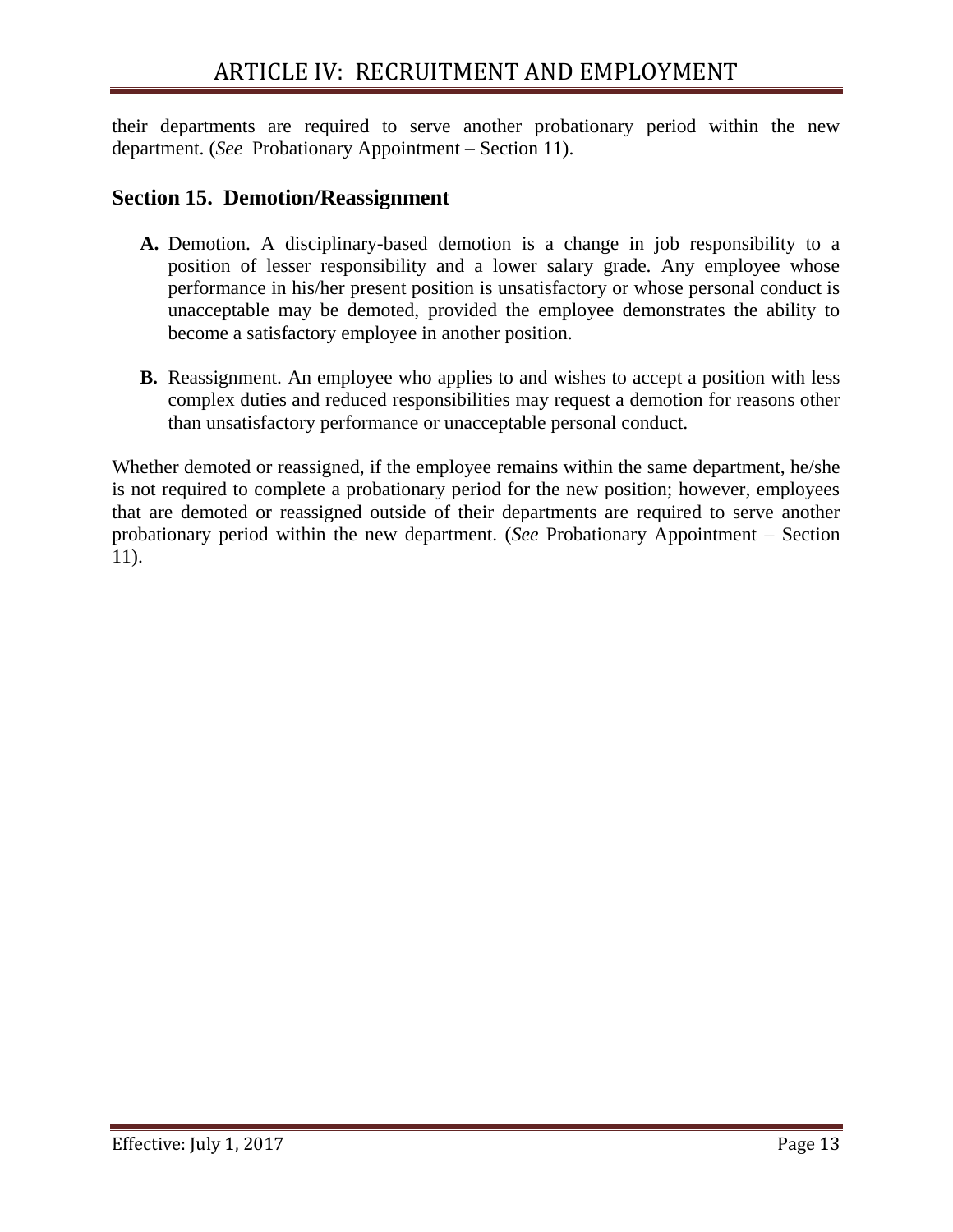their departments are required to serve another probationary period within the new department. (*See* Probationary Appointment – Section 11).

## Section 15. Demotion/Reassignment

**A.** Demotion. A disciplinary-based demotion is a change in job responsibility to a position of lesser responsibility and a lower salary grade. Any employee whose performance in his/her present position is unsatisfactory or whose personal conduct is unacceptable may be demoted, provided the employee demonstrates the ability to become a satisfactory employee in another position.

**B.** Reassignment. An employee who applies to and wishes to accept a position with less complex duties and reduced responsibilities may request a demotion for reasons other than unsatisfactory performance or unacceptable personal conduct.

Whether demoted or reassigned, if the employee remains within the same department, he/she is not required to complete a probationary period for the new position; however, employees that are demoted or reassigned outside of their departments are required to serve another probationary period within the new department. (*See* Probationary Appointment – Section 11).